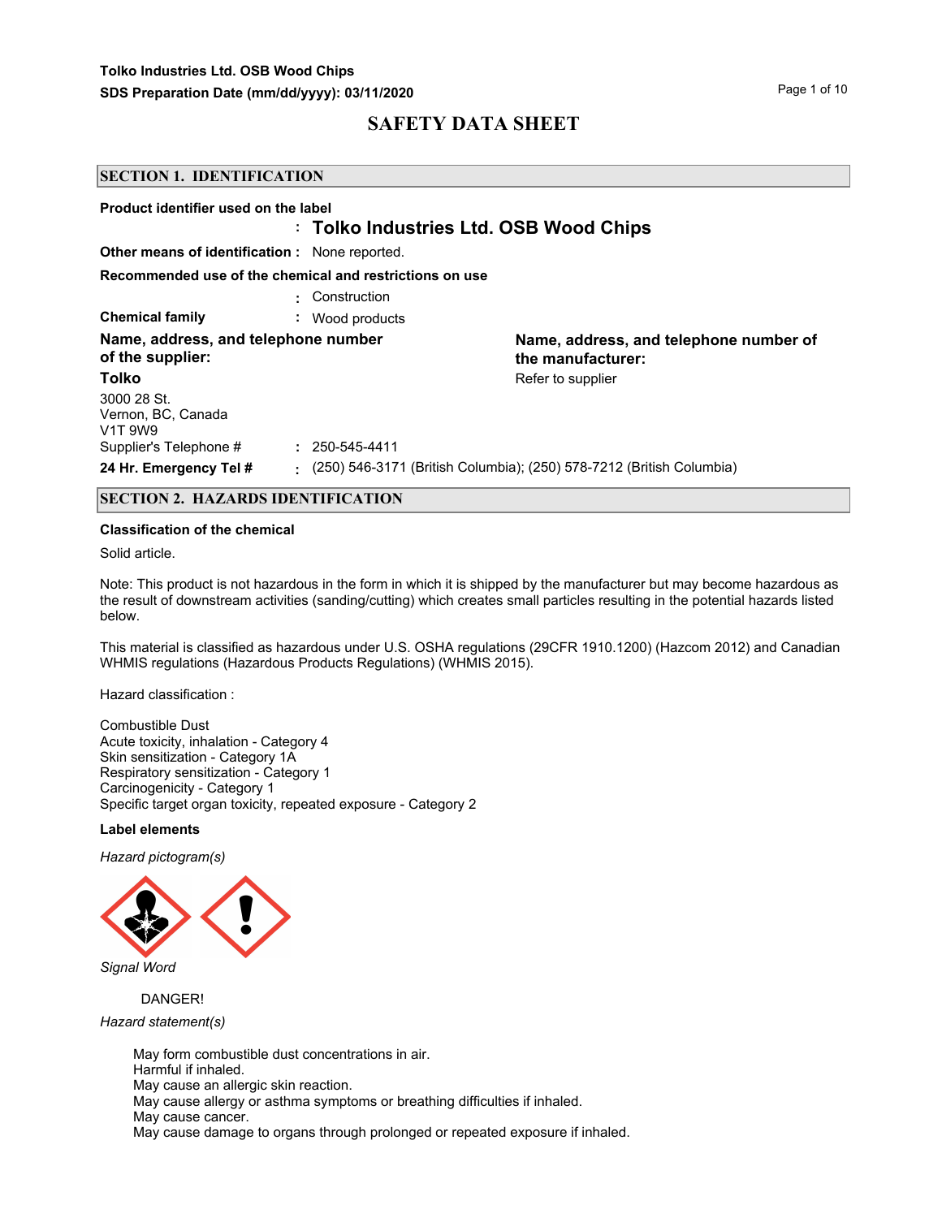# SAFETY DATA SHEET

## SECTION 1. IDENTIFICATION

**Product identifier used on the label**

: **Tolko Industries Ltd. OSB Wood Chips**

**Other means of identification :** None reported.

**Recommended use of the chemical and restrictions on use**

: Construction

**Chemical family** : Wood products

**Name, address, and telephone number of the supplier:**

**Tolko**

3000 28 St.
Vernon, BC, Canada
V1T 9W9

Supplier's Telephone # : 250-545-4411

**Name, address, and telephone number of the manufacturer:**

Refer to supplier

**24 Hr. Emergency Tel #** : (250) 546-3171 (British Columbia); (250) 578-7212 (British Columbia)

## SECTION 2. HAZARDS IDENTIFICATION

**Classification of the chemical**

Solid article.

Note: This product is not hazardous in the form in which it is shipped by the manufacturer but may become hazardous as the result of downstream activities (sanding/cutting) which creates small particles resulting in the potential hazards listed below.

This material is classified as hazardous under U.S. OSHA regulations (29CFR 1910.1200) (Hazcom 2012) and Canadian WHMIS regulations (Hazardous Products Regulations) (WHMIS 2015).

Hazard classification :

Combustible Dust
Acute toxicity, inhalation - Category 4
Skin sensitization - Category 1A
Respiratory sensitization - Category 1
Carcinogenicity - Category 1
Specific target organ toxicity, repeated exposure - Category 2

**Label elements**

*Hazard pictogram(s)*

*Signal Word*

DANGER!

*Hazard statement(s)*

May form combustible dust concentrations in air.
Harmful if inhaled.
May cause an allergic skin reaction.
May cause allergy or asthma symptoms or breathing difficulties if inhaled.
May cause cancer.
May cause damage to organs through prolonged or repeated exposure if inhaled.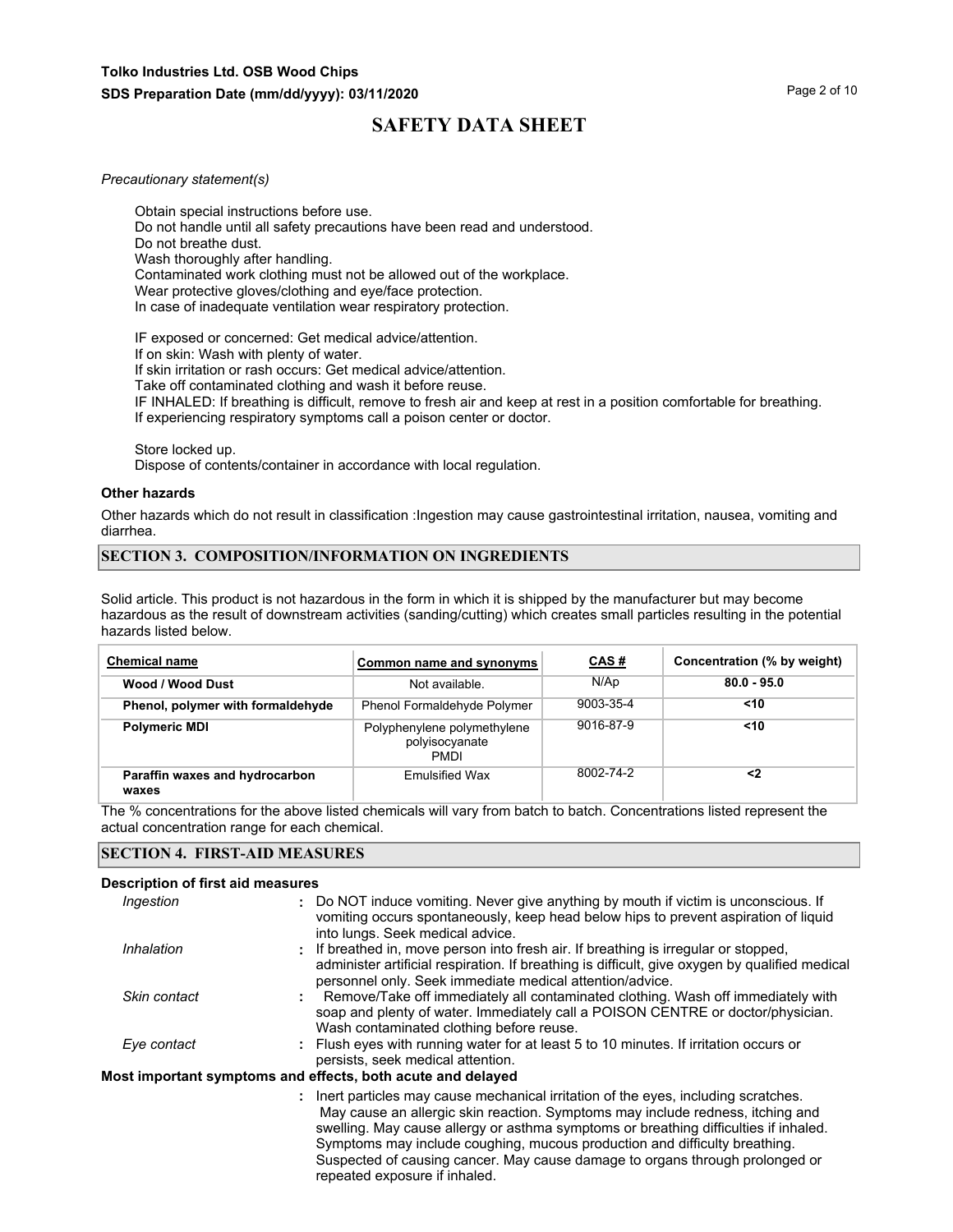*Precautionary statement(s)*

Obtain special instructions before use.
Do not handle until all safety precautions have been read and understood.
Do not breathe dust.
Wash thoroughly after handling.
Contaminated work clothing must not be allowed out of the workplace.
Wear protective gloves/clothing and eye/face protection.
In case of inadequate ventilation wear respiratory protection.

IF exposed or concerned: Get medical advice/attention.
If on skin: Wash with plenty of water.
If skin irritation or rash occurs: Get medical advice/attention.
Take off contaminated clothing and wash it before reuse.
IF INHALED: If breathing is difficult, remove to fresh air and keep at rest in a position comfortable for breathing.
If experiencing respiratory symptoms call a poison center or doctor.

Store locked up.
Dispose of contents/container in accordance with local regulation.

**Other hazards**

Other hazards which do not result in classification :Ingestion may cause gastrointestinal irritation, nausea, vomiting and diarrhea.

## SECTION 3. COMPOSITION/INFORMATION ON INGREDIENTS

Solid article. This product is not hazardous in the form in which it is shipped by the manufacturer but may become hazardous as the result of downstream activities (sanding/cutting) which creates small particles resulting in the potential hazards listed below.

| Chemical name | Common name and synonyms | CAS # | Concentration (% by weight) |
|---|---|---|---|
| **Wood / Wood Dust** | Not available. | N/Ap | **80.0 - 95.0** |
| **Phenol, polymer with formaldehyde** | Phenol Formaldehyde Polymer | 9003-35-4 | **<10** |
| **Polymeric MDI** | Polyphenylene polymethylene polyisocyanate PMDI | 9016-87-9 | **<10** |
| **Paraffin waxes and hydrocarbon waxes** | Emulsified Wax | 8002-74-2 | **<2** |

The % concentrations for the above listed chemicals will vary from batch to batch. Concentrations listed represent the actual concentration range for each chemical.

## SECTION 4. FIRST-AID MEASURES

**Description of first aid measures**

*Ingestion* : Do NOT induce vomiting. Never give anything by mouth if victim is unconscious. If vomiting occurs spontaneously, keep head below hips to prevent aspiration of liquid into lungs. Seek medical advice.

*Inhalation* : If breathed in, move person into fresh air. If breathing is irregular or stopped, administer artificial respiration. If breathing is difficult, give oxygen by qualified medical personnel only. Seek immediate medical attention/advice.

*Skin contact* : Remove/Take off immediately all contaminated clothing. Wash off immediately with soap and plenty of water. Immediately call a POISON CENTRE or doctor/physician. Wash contaminated clothing before reuse.

*Eye contact* : Flush eyes with running water for at least 5 to 10 minutes. If irritation occurs or persists, seek medical attention.

**Most important symptoms and effects, both acute and delayed**

: Inert particles may cause mechanical irritation of the eyes, including scratches. May cause an allergic skin reaction. Symptoms may include redness, itching and swelling. May cause allergy or asthma symptoms or breathing difficulties if inhaled. Symptoms may include coughing, mucous production and difficulty breathing. Suspected of causing cancer. May cause damage to organs through prolonged or repeated exposure if inhaled.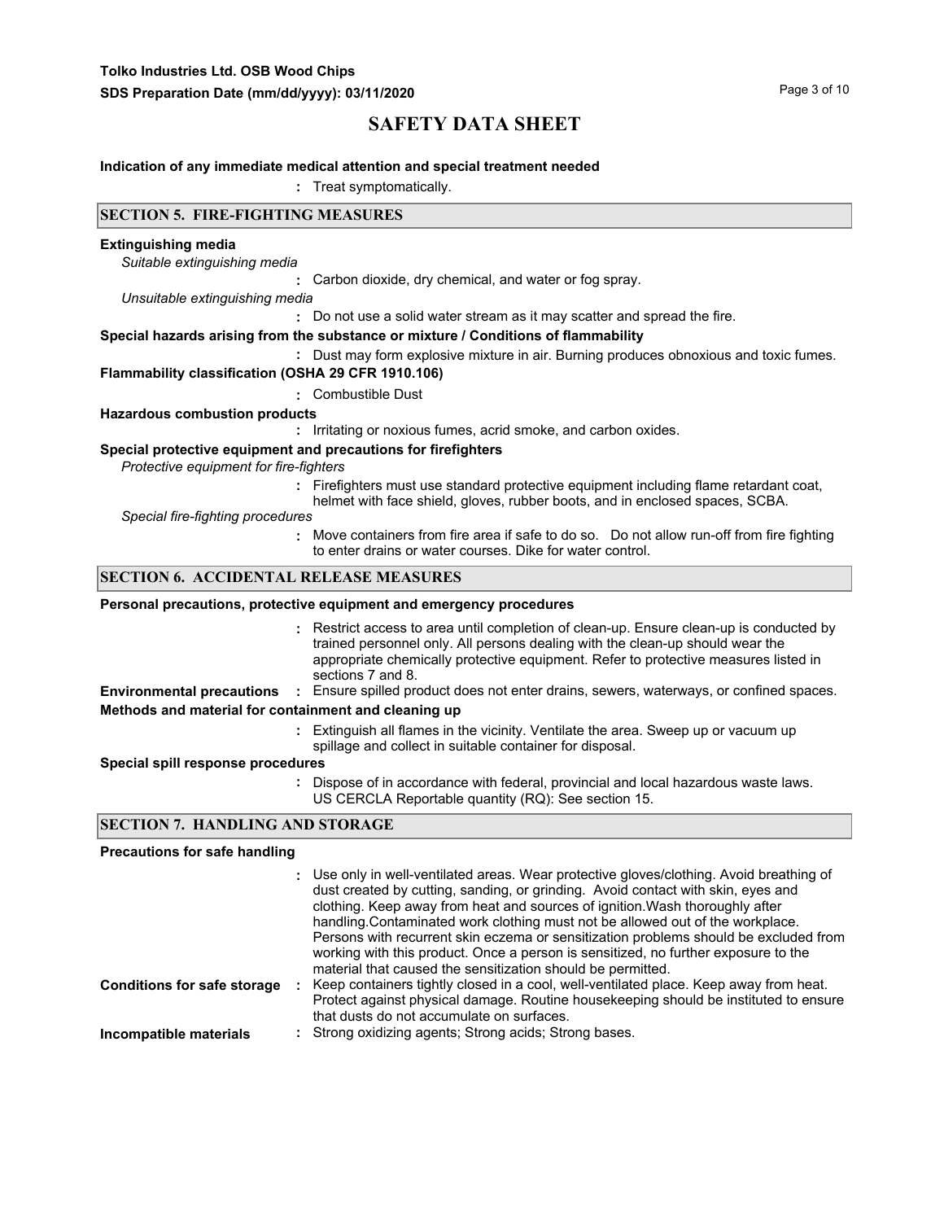**Indication of any immediate medical attention and special treatment needed**

: Treat symptomatically.

## SECTION 5. FIRE-FIGHTING MEASURES

**Extinguishing media**

*Suitable extinguishing media*

: Carbon dioxide, dry chemical, and water or fog spray.

*Unsuitable extinguishing media*

: Do not use a solid water stream as it may scatter and spread the fire.

**Special hazards arising from the substance or mixture / Conditions of flammability**

: Dust may form explosive mixture in air. Burning produces obnoxious and toxic fumes.

**Flammability classification (OSHA 29 CFR 1910.106)**

: Combustible Dust

**Hazardous combustion products**

: Irritating or noxious fumes, acrid smoke, and carbon oxides.

**Special protective equipment and precautions for firefighters**

*Protective equipment for fire-fighters*

: Firefighters must use standard protective equipment including flame retardant coat, helmet with face shield, gloves, rubber boots, and in enclosed spaces, SCBA.

*Special fire-fighting procedures*

: Move containers from fire area if safe to do so. Do not allow run-off from fire fighting to enter drains or water courses. Dike for water control.

## SECTION 6. ACCIDENTAL RELEASE MEASURES

**Personal precautions, protective equipment and emergency procedures**

: Restrict access to area until completion of clean-up. Ensure clean-up is conducted by trained personnel only. All persons dealing with the clean-up should wear the appropriate chemically protective equipment. Refer to protective measures listed in sections 7 and 8.

**Environmental precautions** : Ensure spilled product does not enter drains, sewers, waterways, or confined spaces.

**Methods and material for containment and cleaning up**

: Extinguish all flames in the vicinity. Ventilate the area. Sweep up or vacuum up spillage and collect in suitable container for disposal.

**Special spill response procedures**

: Dispose of in accordance with federal, provincial and local hazardous waste laws. US CERCLA Reportable quantity (RQ): See section 15.

## SECTION 7. HANDLING AND STORAGE

**Precautions for safe handling**

: Use only in well-ventilated areas. Wear protective gloves/clothing. Avoid breathing of dust created by cutting, sanding, or grinding. Avoid contact with skin, eyes and clothing. Keep away from heat and sources of ignition.Wash thoroughly after handling.Contaminated work clothing must not be allowed out of the workplace. Persons with recurrent skin eczema or sensitization problems should be excluded from working with this product. Once a person is sensitized, no further exposure to the material that caused the sensitization should be permitted.

**Conditions for safe storage** : Keep containers tightly closed in a cool, well-ventilated place. Keep away from heat. Protect against physical damage. Routine housekeeping should be instituted to ensure that dusts do not accumulate on surfaces.

**Incompatible materials** : Strong oxidizing agents; Strong acids; Strong bases.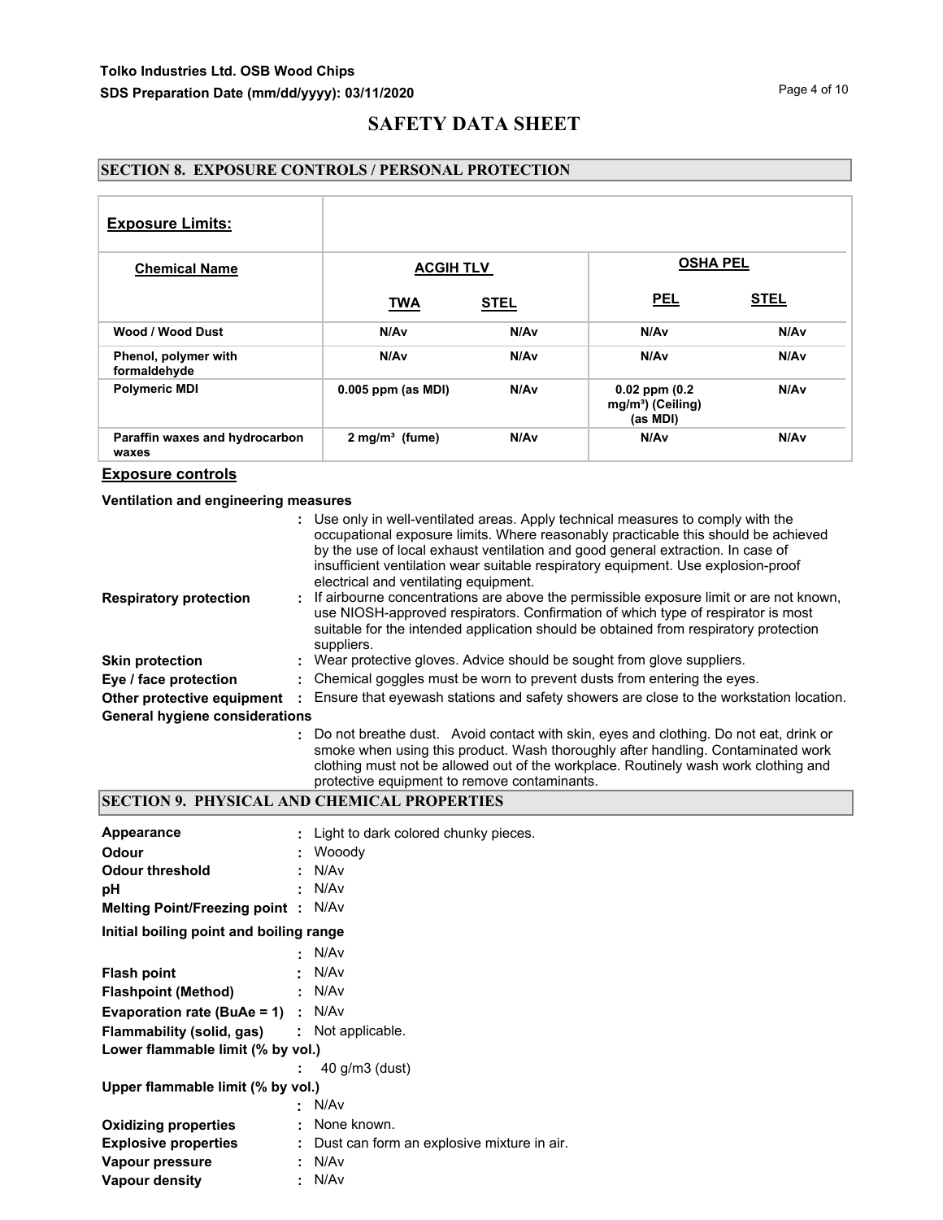## SECTION 8. EXPOSURE CONTROLS / PERSONAL PROTECTION

| **Exposure Limits:** | | | | |
|---|---|---|---|---|
| **Chemical Name** | **ACGIH TLV** | | **OSHA PEL** | |
| | **TWA** | **STEL** | **PEL** | **STEL** |
| Wood / Wood Dust | N/Av | N/Av | N/Av | N/Av |
| Phenol, polymer with formaldehyde | N/Av | N/Av | N/Av | N/Av |
| Polymeric MDI | 0.005 ppm (as MDI) | N/Av | 0.02 ppm (0.2 mg/m³) (Ceiling) (as MDI) | N/Av |
| Paraffin waxes and hydrocarbon waxes | 2 mg/m³ (fume) | N/Av | N/Av | N/Av |

### Exposure controls

**Ventilation and engineering measures**

: Use only in well-ventilated areas. Apply technical measures to comply with the occupational exposure limits. Where reasonably practicable this should be achieved by the use of local exhaust ventilation and good general extraction. In case of insufficient ventilation wear suitable respiratory equipment. Use explosion-proof electrical and ventilating equipment.

**Respiratory protection** : If airbourne concentrations are above the permissible exposure limit or are not known, use NIOSH-approved respirators. Confirmation of which type of respirator is most suitable for the intended application should be obtained from respiratory protection suppliers.

**Skin protection** : Wear protective gloves. Advice should be sought from glove suppliers.

**Eye / face protection** : Chemical goggles must be worn to prevent dusts from entering the eyes.

**Other protective equipment** : Ensure that eyewash stations and safety showers are close to the workstation location.

**General hygiene considerations**

: Do not breathe dust. Avoid contact with skin, eyes and clothing. Do not eat, drink or smoke when using this product. Wash thoroughly after handling. Contaminated work clothing must not be allowed out of the workplace. Routinely wash work clothing and protective equipment to remove contaminants.

## SECTION 9. PHYSICAL AND CHEMICAL PROPERTIES

**Appearance** : Light to dark colored chunky pieces.

**Odour** : Wooody

**Odour threshold** : N/Av

**pH** : N/Av

**Melting Point/Freezing point** : N/Av

**Initial boiling point and boiling range**

: N/Av

**Flash point** : N/Av

**Flashpoint (Method)** : N/Av

**Evaporation rate (BuAe = 1)** : N/Av

**Flammability (solid, gas)** : Not applicable.

**Lower flammable limit (% by vol.)**

: 40 g/m3 (dust)

**Upper flammable limit (% by vol.)**

: N/Av

**Oxidizing properties** : None known.

**Explosive properties** : Dust can form an explosive mixture in air.

**Vapour pressure** : N/Av

**Vapour density** : N/Av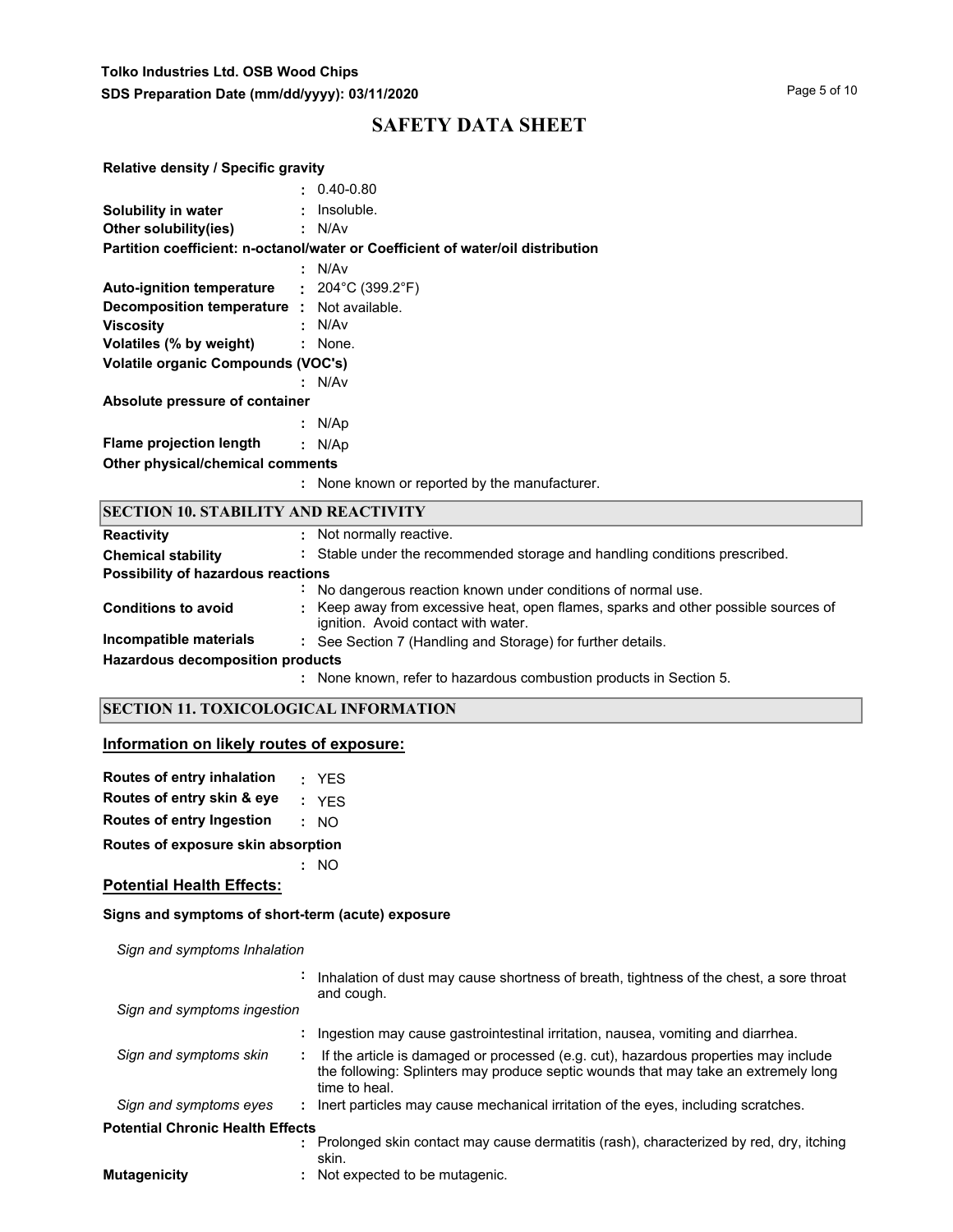**Relative density / Specific gravity**

: 0.40-0.80

**Solubility in water** : Insoluble.

**Other solubility(ies)** : N/Av

**Partition coefficient: n-octanol/water or Coefficient of water/oil distribution**

: N/Av

**Auto-ignition temperature** : 204°C (399.2°F)

**Decomposition temperature** : Not available.

**Viscosity** : N/Av

**Volatiles (% by weight)** : None.

**Volatile organic Compounds (VOC's)**

: N/Av

**Absolute pressure of container**

: N/Ap

**Flame projection length** : N/Ap

**Other physical/chemical comments**

: None known or reported by the manufacturer.

## SECTION 10. STABILITY AND REACTIVITY

**Reactivity** : Not normally reactive.

**Chemical stability** : Stable under the recommended storage and handling conditions prescribed.

**Possibility of hazardous reactions**

: No dangerous reaction known under conditions of normal use.

**Conditions to avoid** : Keep away from excessive heat, open flames, sparks and other possible sources of ignition. Avoid contact with water.

**Incompatible materials** : See Section 7 (Handling and Storage) for further details.

**Hazardous decomposition products**

: None known, refer to hazardous combustion products in Section 5.

## SECTION 11. TOXICOLOGICAL INFORMATION

### Information on likely routes of exposure:

**Routes of entry inhalation** : YES

**Routes of entry skin & eye** : YES

**Routes of entry Ingestion** : NO

**Routes of exposure skin absorption**

: NO

### Potential Health Effects:

**Signs and symptoms of short-term (acute) exposure**

*Sign and symptoms Inhalation*

: Inhalation of dust may cause shortness of breath, tightness of the chest, a sore throat and cough.

*Sign and symptoms ingestion*

: Ingestion may cause gastrointestinal irritation, nausea, vomiting and diarrhea.

*Sign and symptoms skin* : If the article is damaged or processed (e.g. cut), hazardous properties may include the following: Splinters may produce septic wounds that may take an extremely long time to heal.

*Sign and symptoms eyes* : Inert particles may cause mechanical irritation of the eyes, including scratches.

**Potential Chronic Health Effects**

: Prolonged skin contact may cause dermatitis (rash), characterized by red, dry, itching skin.

**Mutagenicity** : Not expected to be mutagenic.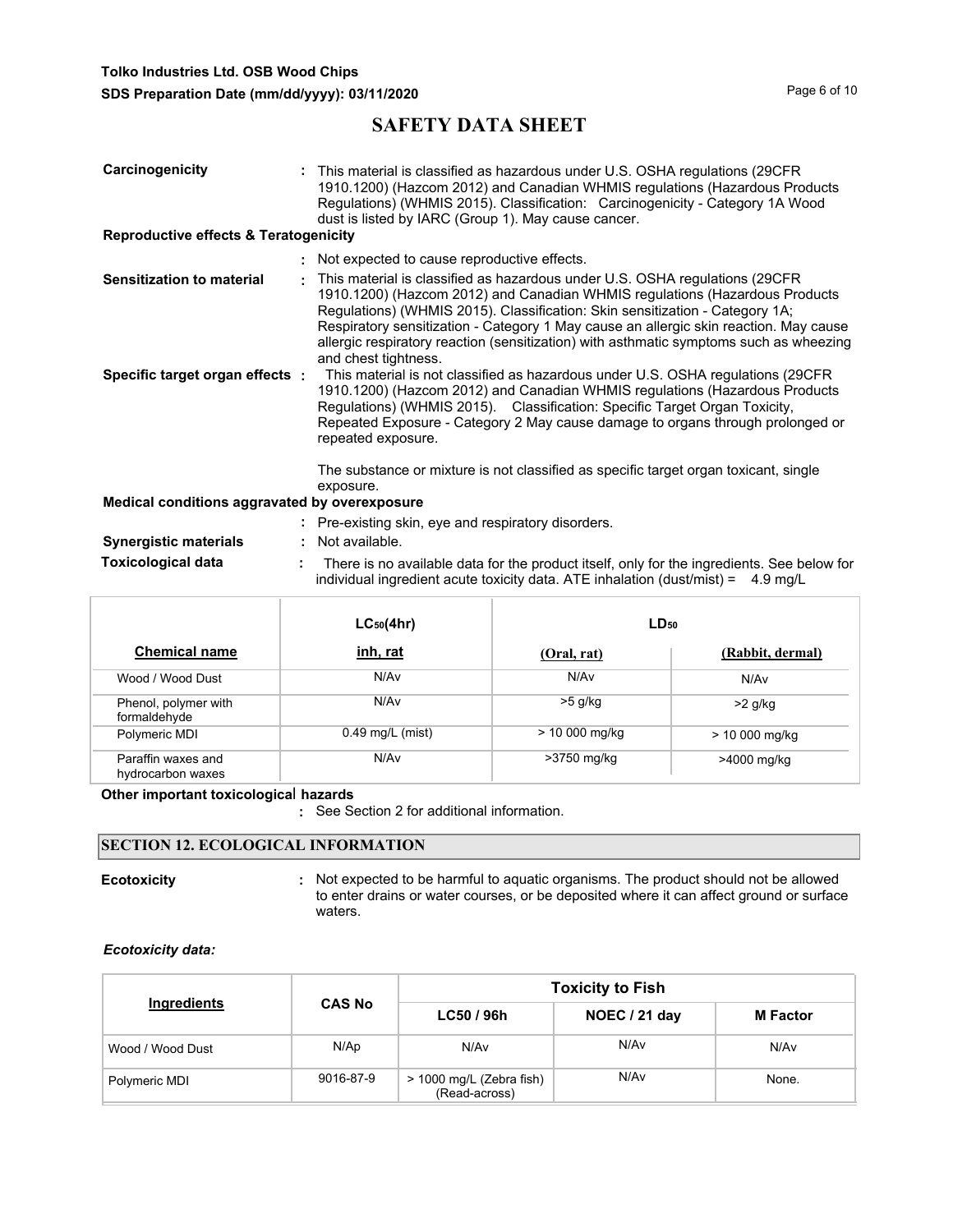# SAFETY DATA SHEET

**Carcinogenicity** : This material is classified as hazardous under U.S. OSHA regulations (29CFR 1910.1200) (Hazcom 2012) and Canadian WHMIS regulations (Hazardous Products Regulations) (WHMIS 2015). Classification: Carcinogenicity - Category 1A Wood dust is listed by IARC (Group 1). May cause cancer.

**Reproductive effects & Teratogenicity**

: Not expected to cause reproductive effects.

**Sensitization to material** : This material is classified as hazardous under U.S. OSHA regulations (29CFR 1910.1200) (Hazcom 2012) and Canadian WHMIS regulations (Hazardous Products Regulations) (WHMIS 2015). Classification: Skin sensitization - Category 1A; Respiratory sensitization - Category 1 May cause an allergic skin reaction. May cause allergic respiratory reaction (sensitization) with asthmatic symptoms such as wheezing and chest tightness.

**Specific target organ effects** : This material is not classified as hazardous under U.S. OSHA regulations (29CFR 1910.1200) (Hazcom 2012) and Canadian WHMIS regulations (Hazardous Products Regulations) (WHMIS 2015). Classification: Specific Target Organ Toxicity, Repeated Exposure - Category 2 May cause damage to organs through prolonged or repeated exposure.

The substance or mixture is not classified as specific target organ toxicant, single exposure.

**Medical conditions aggravated by overexposure**

: Pre-existing skin, eye and respiratory disorders.

**Synergistic materials** : Not available.

**Toxicological data** : There is no available data for the product itself, only for the ingredients. See below for individual ingredient acute toxicity data. ATE inhalation (dust/mist) = 4.9 mg/L

| | $LC_{50}$(4hr) | $LD_{50}$ | |
|---|---|---|---|
| **Chemical name** | **inh, rat** | **(Oral, rat)** | **(Rabbit, dermal)** |
| Wood / Wood Dust | N/Av | N/Av | N/Av |
| Phenol, polymer with formaldehyde | N/Av | >5 g/kg | >2 g/kg |
| Polymeric MDI | 0.49 mg/L (mist) | > 10 000 mg/kg | > 10 000 mg/kg |
| Paraffin waxes and hydrocarbon waxes | N/Av | >3750 mg/kg | >4000 mg/kg |

**Other important toxicological hazards**

: See Section 2 for additional information.

## SECTION 12. ECOLOGICAL INFORMATION

**Ecotoxicity** : Not expected to be harmful to aquatic organisms. The product should not be allowed to enter drains or water courses, or be deposited where it can affect ground or surface waters.

***Ecotoxicity data:***

| Ingredients | CAS No | Toxicity to Fish | | |
|---|---|---|---|---|
| | | **LC50 / 96h** | **NOEC / 21 day** | **M Factor** |
| Wood / Wood Dust | N/Ap | N/Av | N/Av | N/Av |
| Polymeric MDI | 9016-87-9 | > 1000 mg/L (Zebra fish) (Read-across) | N/Av | None. |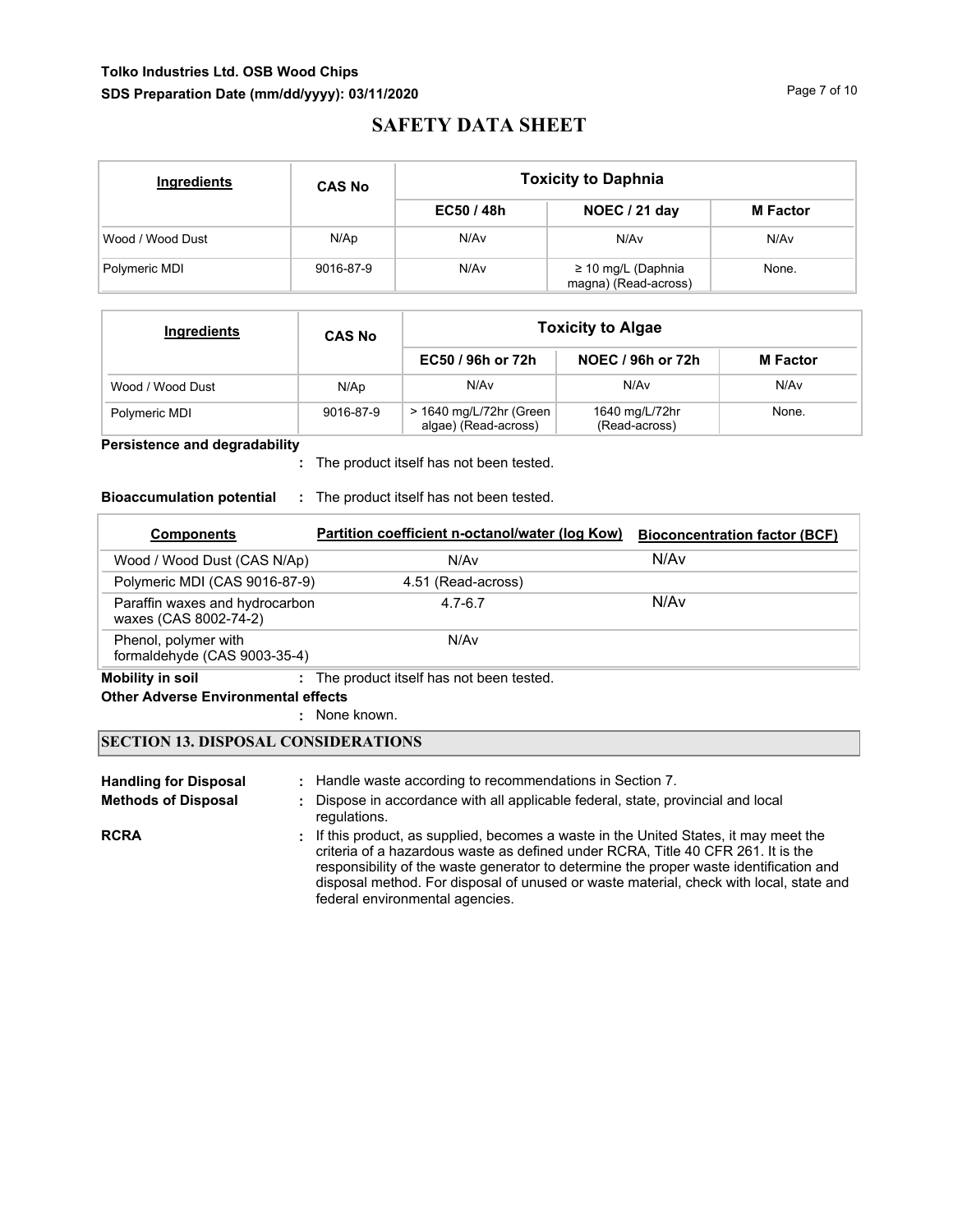# SAFETY DATA SHEET

| Ingredients | CAS No | Toxicity to Daphnia | | |
|---|---|---|---|---|
| | | EC50 / 48h | NOEC / 21 day | M Factor |
| Wood / Wood Dust | N/Ap | N/Av | N/Av | N/Av |
| Polymeric MDI | 9016-87-9 | N/Av | ≥ 10 mg/L (Daphnia magna) (Read-across) | None. |

| Ingredients | CAS No | Toxicity to Algae | | |
|---|---|---|---|---|
| | | EC50 / 96h or 72h | NOEC / 96h or 72h | M Factor |
| Wood / Wood Dust | N/Ap | N/Av | N/Av | N/Av |
| Polymeric MDI | 9016-87-9 | > 1640 mg/L/72hr (Green algae) (Read-across) | 1640 mg/L/72hr (Read-across) | None. |

**Persistence and degradability**
: The product itself has not been tested.

**Bioaccumulation potential** : The product itself has not been tested.

| Components | Partition coefficient n-octanol/water (log Kow) | Bioconcentration factor (BCF) |
|---|---|---|
| Wood / Wood Dust (CAS N/Ap) | N/Av | N/Av |
| Polymeric MDI (CAS 9016-87-9) | 4.51 (Read-across) | |
| Paraffin waxes and hydrocarbon waxes (CAS 8002-74-2) | 4.7-6.7 | N/Av |
| Phenol, polymer with formaldehyde (CAS 9003-35-4) | N/Av | |

**Mobility in soil** : The product itself has not been tested.

**Other Adverse Environmental effects**
: None known.

## SECTION 13. DISPOSAL CONSIDERATIONS

**Handling for Disposal** : Handle waste according to recommendations in Section 7.

**Methods of Disposal** : Dispose in accordance with all applicable federal, state, provincial and local regulations.

**RCRA** : If this product, as supplied, becomes a waste in the United States, it may meet the criteria of a hazardous waste as defined under RCRA, Title 40 CFR 261. It is the responsibility of the waste generator to determine the proper waste identification and disposal method. For disposal of unused or waste material, check with local, state and federal environmental agencies.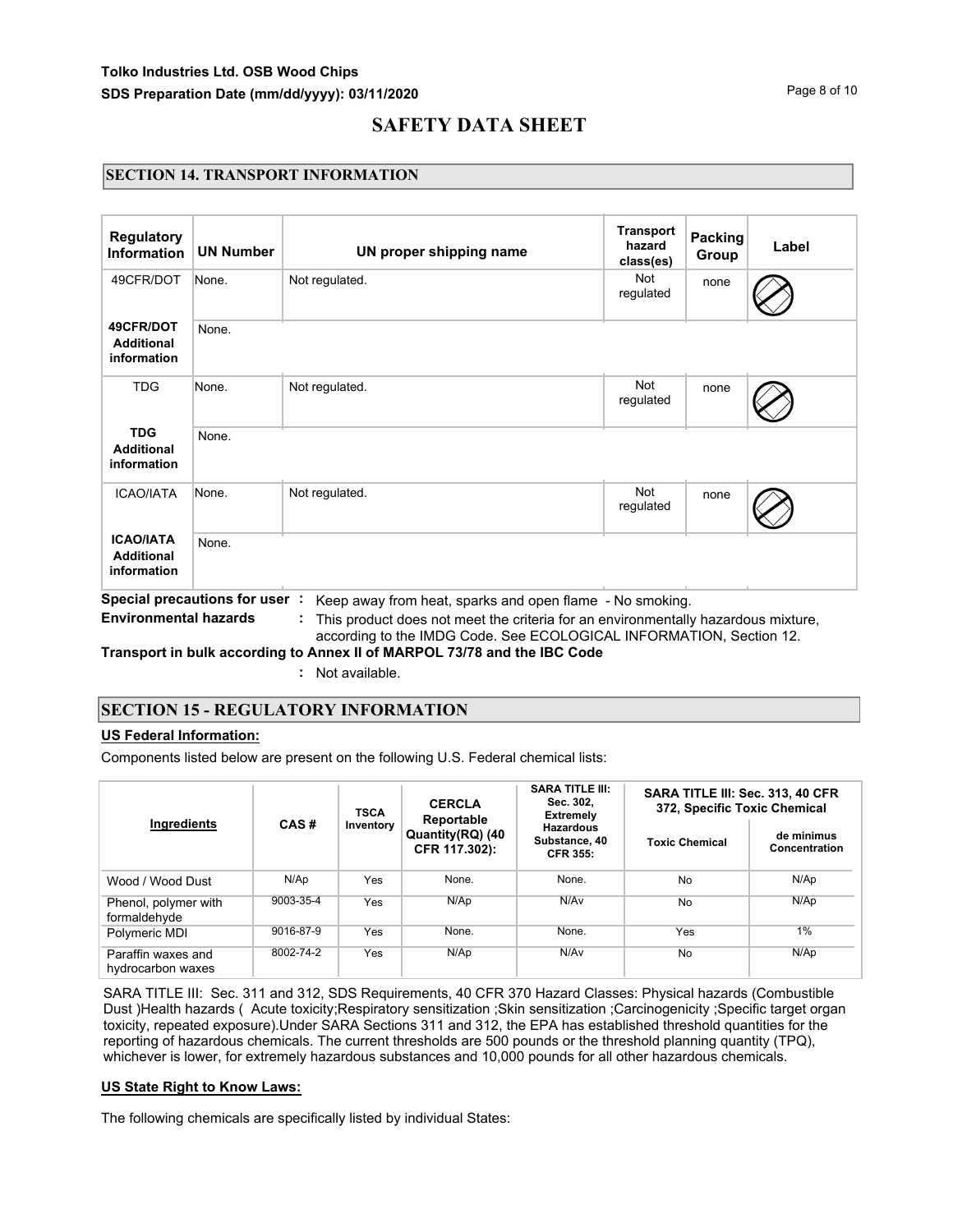## SECTION 14. TRANSPORT INFORMATION

| Regulatory Information | UN Number | UN proper shipping name | Transport hazard class(es) | Packing Group | Label |
|---|---|---|---|---|---|
| 49CFR/DOT | None. | Not regulated. | Not regulated | none | |
| **49CFR/DOT Additional information** | None. | | | | |
| TDG | None. | Not regulated. | Not regulated | none | |
| **TDG Additional information** | None. | | | | |
| ICAO/IATA | None. | Not regulated. | Not regulated | none | |
| **ICAO/IATA Additional information** | None. | | | | |

**Special precautions for user** : Keep away from heat, sparks and open flame - No smoking.

**Environmental hazards** : This product does not meet the criteria for an environmentally hazardous mixture, according to the IMDG Code. See ECOLOGICAL INFORMATION, Section 12.

**Transport in bulk according to Annex II of MARPOL 73/78 and the IBC Code**

: Not available.

## SECTION 15 - REGULATORY INFORMATION

**US Federal Information:**

Components listed below are present on the following U.S. Federal chemical lists:

| Ingredients | CAS # | TSCA Inventory | CERCLA Reportable Quantity(RQ) (40 CFR 117.302): | SARA TITLE III: Sec. 302, Extremely Hazardous Substance, 40 CFR 355: | SARA TITLE III: Sec. 313, 40 CFR 372, Specific Toxic Chemical | |
|---|---|---|---|---|---|---|
| | | | | | Toxic Chemical | de minimus Concentration |
| Wood / Wood Dust | N/Ap | Yes | None. | None. | No | N/Ap |
| Phenol, polymer with formaldehyde | 9003-35-4 | Yes | N/Ap | N/Av | No | N/Ap |
| Polymeric MDI | 9016-87-9 | Yes | None. | None. | Yes | 1% |
| Paraffin waxes and hydrocarbon waxes | 8002-74-2 | Yes | N/Ap | N/Av | No | N/Ap |

SARA TITLE III: Sec. 311 and 312, SDS Requirements, 40 CFR 370 Hazard Classes: Physical hazards (Combustible Dust )Health hazards ( Acute toxicity;Respiratory sensitization ;Skin sensitization ;Carcinogenicity ;Specific target organ toxicity, repeated exposure).Under SARA Sections 311 and 312, the EPA has established threshold quantities for the reporting of hazardous chemicals. The current thresholds are 500 pounds or the threshold planning quantity (TPQ), whichever is lower, for extremely hazardous substances and 10,000 pounds for all other hazardous chemicals.

**US State Right to Know Laws:**

The following chemicals are specifically listed by individual States: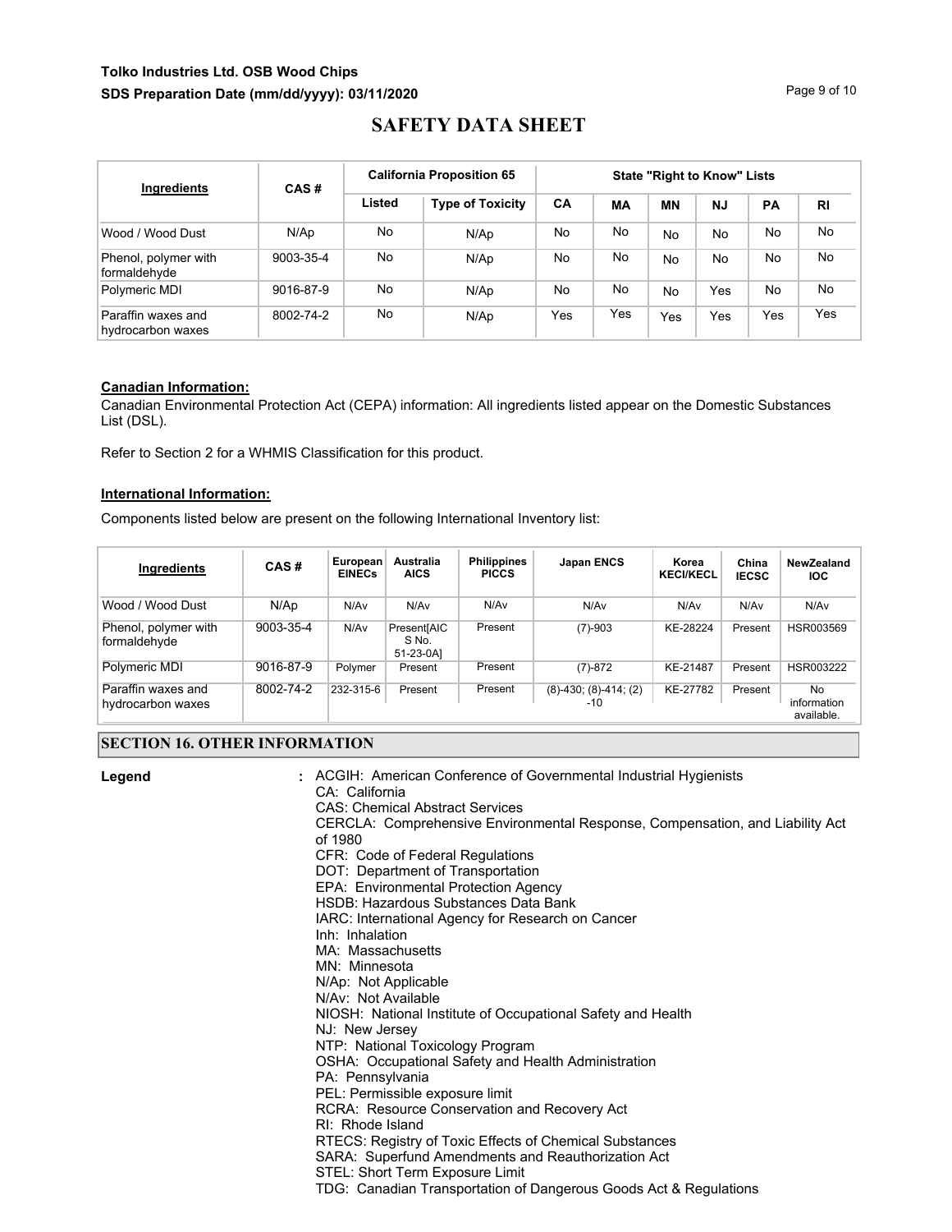| Ingredients | CAS # | California Proposition 65 | | State "Right to Know" Lists | | | | | |
|---|---|---|---|---|---|---|---|---|---|
| | | Listed | Type of Toxicity | CA | MA | MN | NJ | PA | RI |
| Wood / Wood Dust | N/Ap | No | N/Ap | No | No | No | No | No | No |
| Phenol, polymer with formaldehyde | 9003-35-4 | No | N/Ap | No | No | No | No | No | No |
| Polymeric MDI | 9016-87-9 | No | N/Ap | No | No | No | Yes | No | No |
| Paraffin waxes and hydrocarbon waxes | 8002-74-2 | No | N/Ap | Yes | Yes | Yes | Yes | Yes | Yes |

**Canadian Information:**

Canadian Environmental Protection Act (CEPA) information: All ingredients listed appear on the Domestic Substances List (DSL).

Refer to Section 2 for a WHMIS Classification for this product.

**International Information:**

Components listed below are present on the following International Inventory list:

| Ingredients | CAS # | European EINECs | Australia AICS | Philippines PICCS | Japan ENCS | Korea KECI/KECL | China IECSC | NewZealand IOC |
|---|---|---|---|---|---|---|---|---|
| Wood / Wood Dust | N/Ap | N/Av | N/Av | N/Av | N/Av | N/Av | N/Av | N/Av |
| Phenol, polymer with formaldehyde | 9003-35-4 | N/Av | Present[AICS No. 51-23-0A] | Present | (7)-903 | KE-28224 | Present | HSR003569 |
| Polymeric MDI | 9016-87-9 | Polymer | Present | Present | (7)-872 | KE-21487 | Present | HSR003222 |
| Paraffin waxes and hydrocarbon waxes | 8002-74-2 | 232-315-6 | Present | Present | (8)-430; (8)-414; (2)-10 | KE-27782 | Present | No information available. |

## SECTION 16. OTHER INFORMATION

**Legend** :
ACGIH: American Conference of Governmental Industrial Hygienists
CA: California
CAS: Chemical Abstract Services
CERCLA: Comprehensive Environmental Response, Compensation, and Liability Act of 1980
CFR: Code of Federal Regulations
DOT: Department of Transportation
EPA: Environmental Protection Agency
HSDB: Hazardous Substances Data Bank
IARC: International Agency for Research on Cancer
Inh: Inhalation
MA: Massachusetts
MN: Minnesota
N/Ap: Not Applicable
N/Av: Not Available
NIOSH: National Institute of Occupational Safety and Health
NJ: New Jersey
NTP: National Toxicology Program
OSHA: Occupational Safety and Health Administration
PA: Pennsylvania
PEL: Permissible exposure limit
RCRA: Resource Conservation and Recovery Act
RI: Rhode Island
RTECS: Registry of Toxic Effects of Chemical Substances
SARA: Superfund Amendments and Reauthorization Act
STEL: Short Term Exposure Limit
TDG: Canadian Transportation of Dangerous Goods Act & Regulations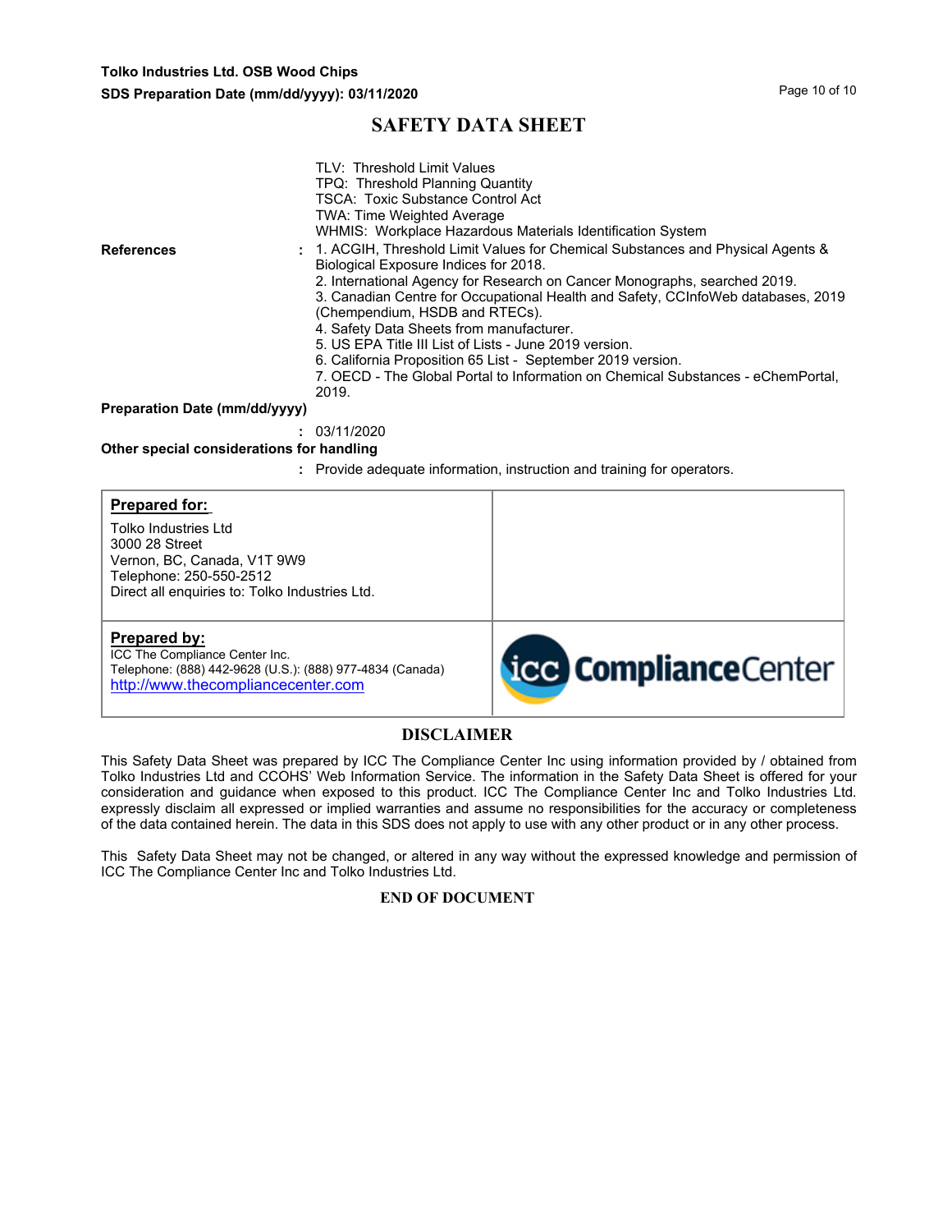## SAFETY DATA SHEET

TLV: Threshold Limit Values
TPQ: Threshold Planning Quantity
TSCA: Toxic Substance Control Act
TWA: Time Weighted Average
WHMIS: Workplace Hazardous Materials Identification System

**References** : 1. ACGIH, Threshold Limit Values for Chemical Substances and Physical Agents & Biological Exposure Indices for 2018.
2. International Agency for Research on Cancer Monographs, searched 2019.
3. Canadian Centre for Occupational Health and Safety, CCInfoWeb databases, 2019 (Chempendium, HSDB and RTECs).
4. Safety Data Sheets from manufacturer.
5. US EPA Title III List of Lists - June 2019 version.
6. California Proposition 65 List - September 2019 version.
7. OECD - The Global Portal to Information on Chemical Substances - eChemPortal, 2019.

**Preparation Date (mm/dd/yyyy)**

: 03/11/2020

**Other special considerations for handling**

: Provide adequate information, instruction and training for operators.

| | |
|---|---|
| **Prepared for:**<br>Tolko Industries Ltd<br>3000 28 Street<br>Vernon, BC, Canada, V1T 9W9<br>Telephone: 250-550-2512<br>Direct all enquiries to: Tolko Industries Ltd. | |
| **Prepared by:**<br>ICC The Compliance Center Inc.<br>Telephone: (888) 442-9628 (U.S.): (888) 977-4834 (Canada)<br>http://www.thecompliancecenter.com | icc ComplianceCenter |

### DISCLAIMER

This Safety Data Sheet was prepared by ICC The Compliance Center Inc using information provided by / obtained from Tolko Industries Ltd and CCOHS' Web Information Service. The information in the Safety Data Sheet is offered for your consideration and guidance when exposed to this product. ICC The Compliance Center Inc and Tolko Industries Ltd. expressly disclaim all expressed or implied warranties and assume no responsibilities for the accuracy or completeness of the data contained herein. The data in this SDS does not apply to use with any other product or in any other process.

This Safety Data Sheet may not be changed, or altered in any way without the expressed knowledge and permission of ICC The Compliance Center Inc and Tolko Industries Ltd.

**END OF DOCUMENT**